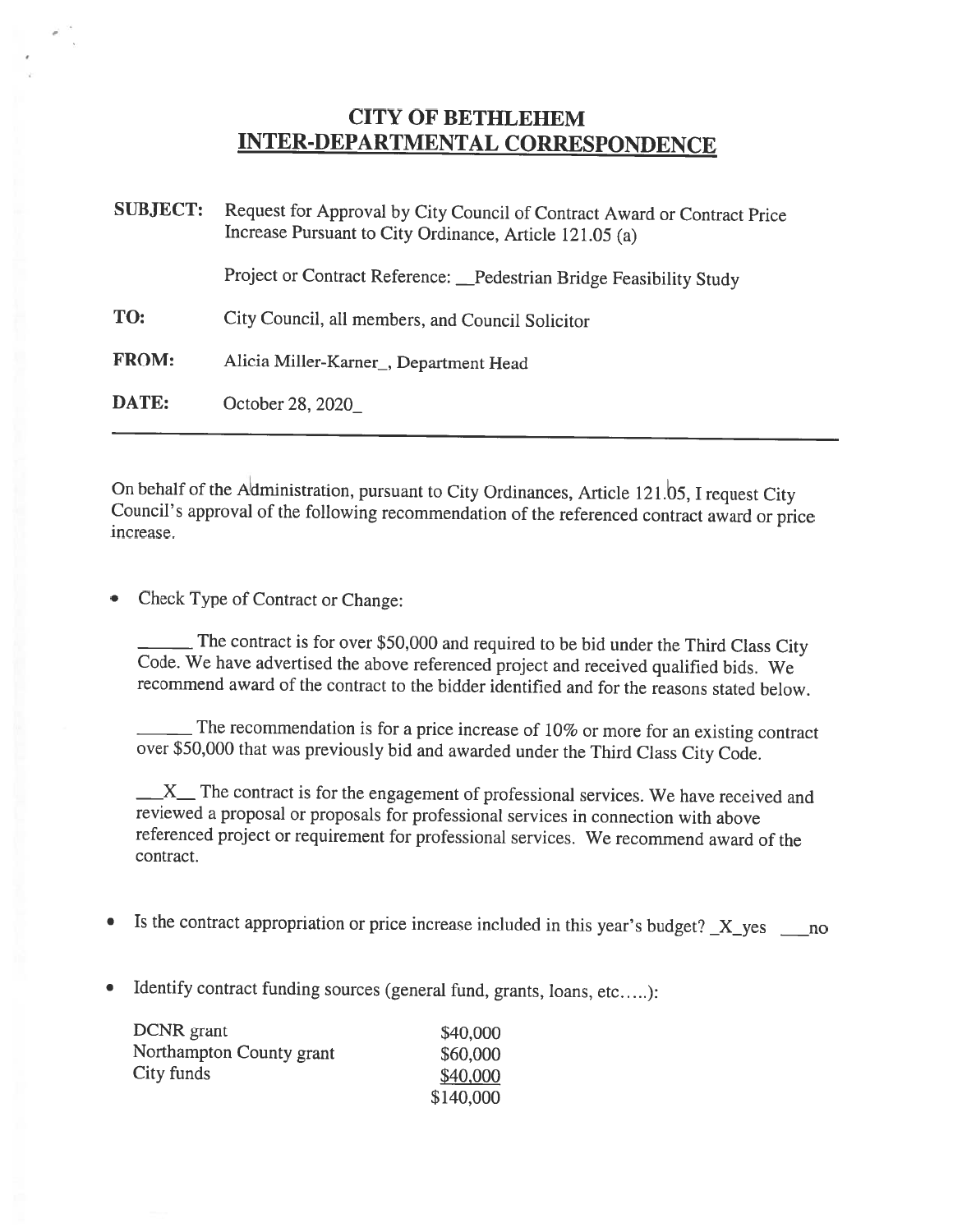# CITY OF BETHLEHEM
## INTER-DEPARTMENTAL CORRESPONDENCE

**SUBJECT:** Request for Approval by City Council of Contract Award or Contract Price Increase Pursuant to City Ordinance, Article 121.05 (a)

Project or Contract Reference: __Pedestrian Bridge Feasibility Study

**TO:** City Council, all members, and Council Solicitor

**FROM:** Alicia Miller-Karner_, Department Head

**DATE:** October 28, 2020_

---

On behalf of the Administration, pursuant to City Ordinances, Article 121.05, I request City Council's approval of the following recommendation of the referenced contract award or price increase.

- Check Type of Contract or Change:

  ______ The contract is for over $50,000 and required to be bid under the Third Class City Code. We have advertised the above referenced project and received qualified bids. We recommend award of the contract to the bidder identified and for the reasons stated below.

  ______ The recommendation is for a price increase of 10% or more for an existing contract over $50,000 that was previously bid and awarded under the Third Class City Code.

  __X__ The contract is for the engagement of professional services. We have received and reviewed a proposal or proposals for professional services in connection with above referenced project or requirement for professional services. We recommend award of the contract.

- Is the contract appropriation or price increase included in this year's budget? _X_yes ___no

- Identify contract funding sources (general fund, grants, loans, etc…..):

| | |
|---|---|
| DCNR grant | $40,000 |
| Northampton County grant | $60,000 |
| City funds | $40,000 |
| | $140,000 |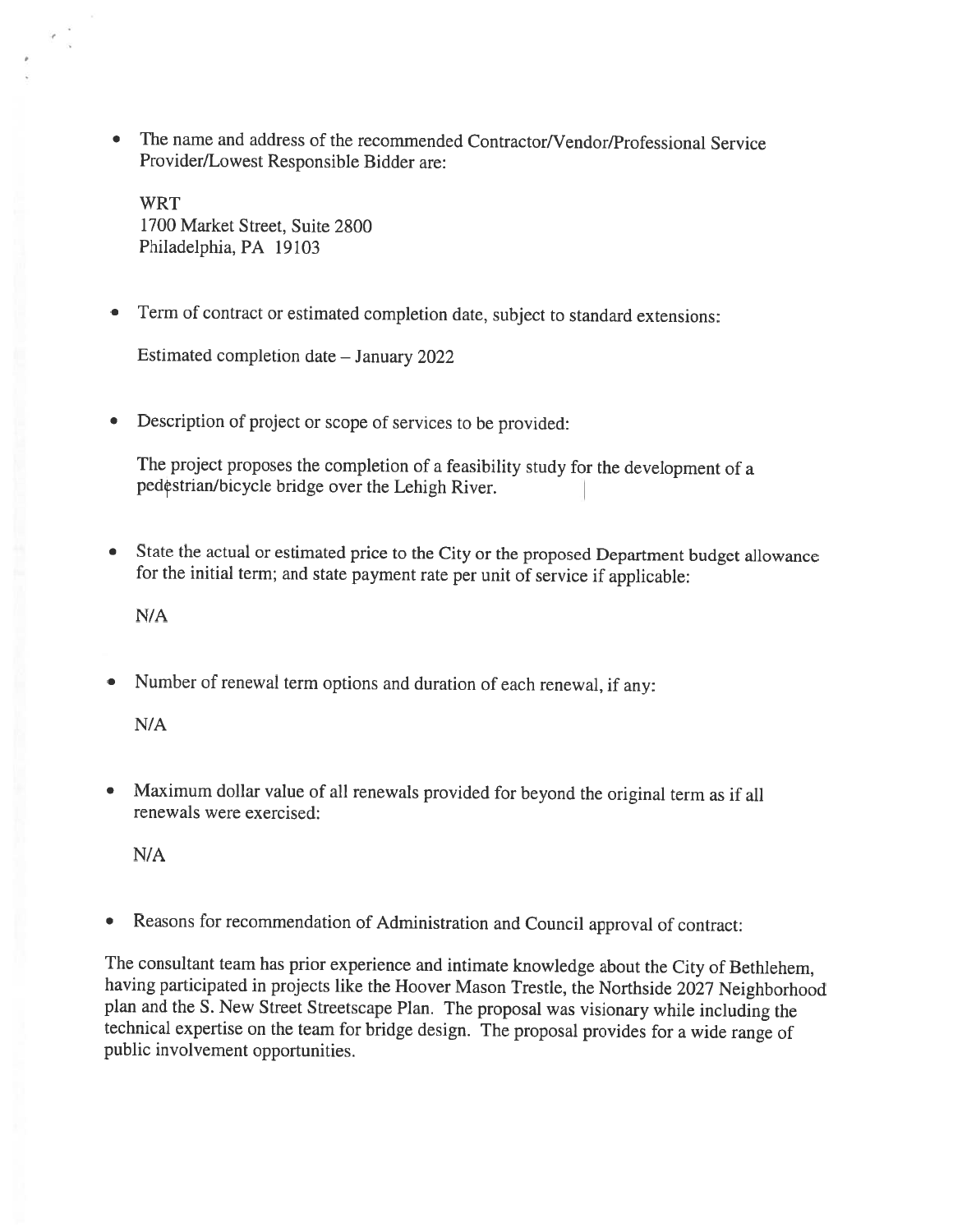- The name and address of the recommended Contractor/Vendor/Professional Service Provider/Lowest Responsible Bidder are:

  WRT
  1700 Market Street, Suite 2800
  Philadelphia, PA 19103

- Term of contract or estimated completion date, subject to standard extensions:

  Estimated completion date – January 2022

- Description of project or scope of services to be provided:

  The project proposes the completion of a feasibility study for the development of a pedestrian/bicycle bridge over the Lehigh River.

- State the actual or estimated price to the City or the proposed Department budget allowance for the initial term; and state payment rate per unit of service if applicable:

  N/A

- Number of renewal term options and duration of each renewal, if any:

  N/A

- Maximum dollar value of all renewals provided for beyond the original term as if all renewals were exercised:

  N/A

- Reasons for recommendation of Administration and Council approval of contract:

The consultant team has prior experience and intimate knowledge about the City of Bethlehem, having participated in projects like the Hoover Mason Trestle, the Northside 2027 Neighborhood plan and the S. New Street Streetscape Plan. The proposal was visionary while including the technical expertise on the team for bridge design. The proposal provides for a wide range of public involvement opportunities.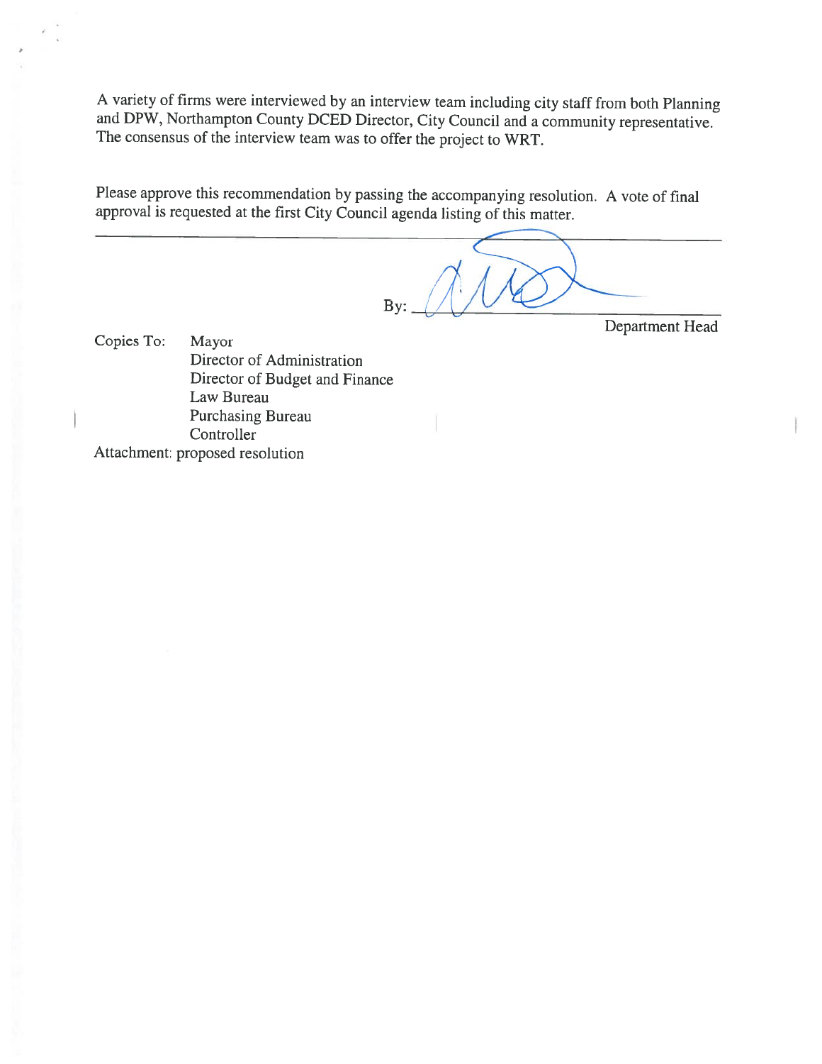A variety of firms were interviewed by an interview team including city staff from both Planning and DPW, Northampton County DCED Director, City Council and a community representative. The consensus of the interview team was to offer the project to WRT.

Please approve this recommendation by passing the accompanying resolution. A vote of final approval is requested at the first City Council agenda listing of this matter.

---

By: ______________________
Department Head

Copies To:
- Mayor
- Director of Administration
- Director of Budget and Finance
- Law Bureau
- Purchasing Bureau
- Controller

Attachment: proposed resolution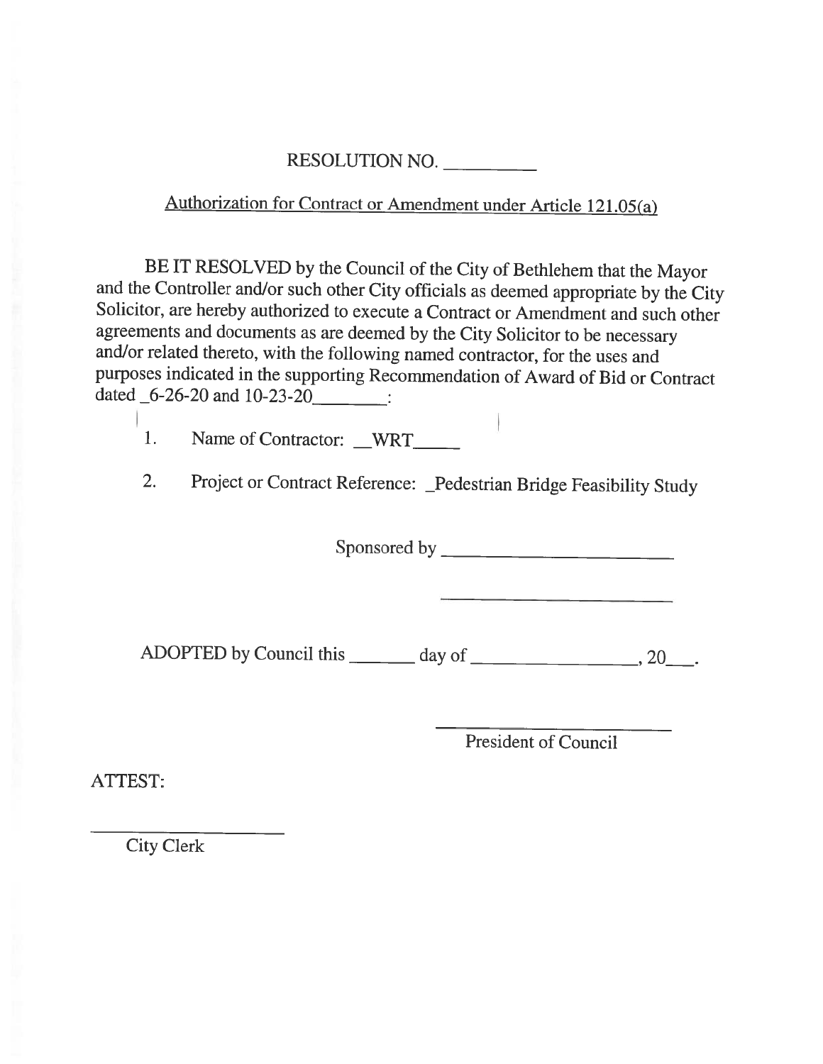# RESOLUTION NO. __________

Authorization for Contract or Amendment under Article 121.05(a)

BE IT RESOLVED by the Council of the City of Bethlehem that the Mayor and the Controller and/or such other City officials as deemed appropriate by the City Solicitor, are hereby authorized to execute a Contract or Amendment and such other agreements and documents as are deemed by the City Solicitor to be necessary and/or related thereto, with the following named contractor, for the uses and purposes indicated in the supporting Recommendation of Award of Bid or Contract dated _6-26-20 and 10-23-20________:

1. Name of Contractor: __WRT_____

2. Project or Contract Reference: _Pedestrian Bridge Feasibility Study

Sponsored by ________________________

________________________

ADOPTED by Council this _______ day of _________________, 20___.

________________________
President of Council

ATTEST:

____________________
City Clerk